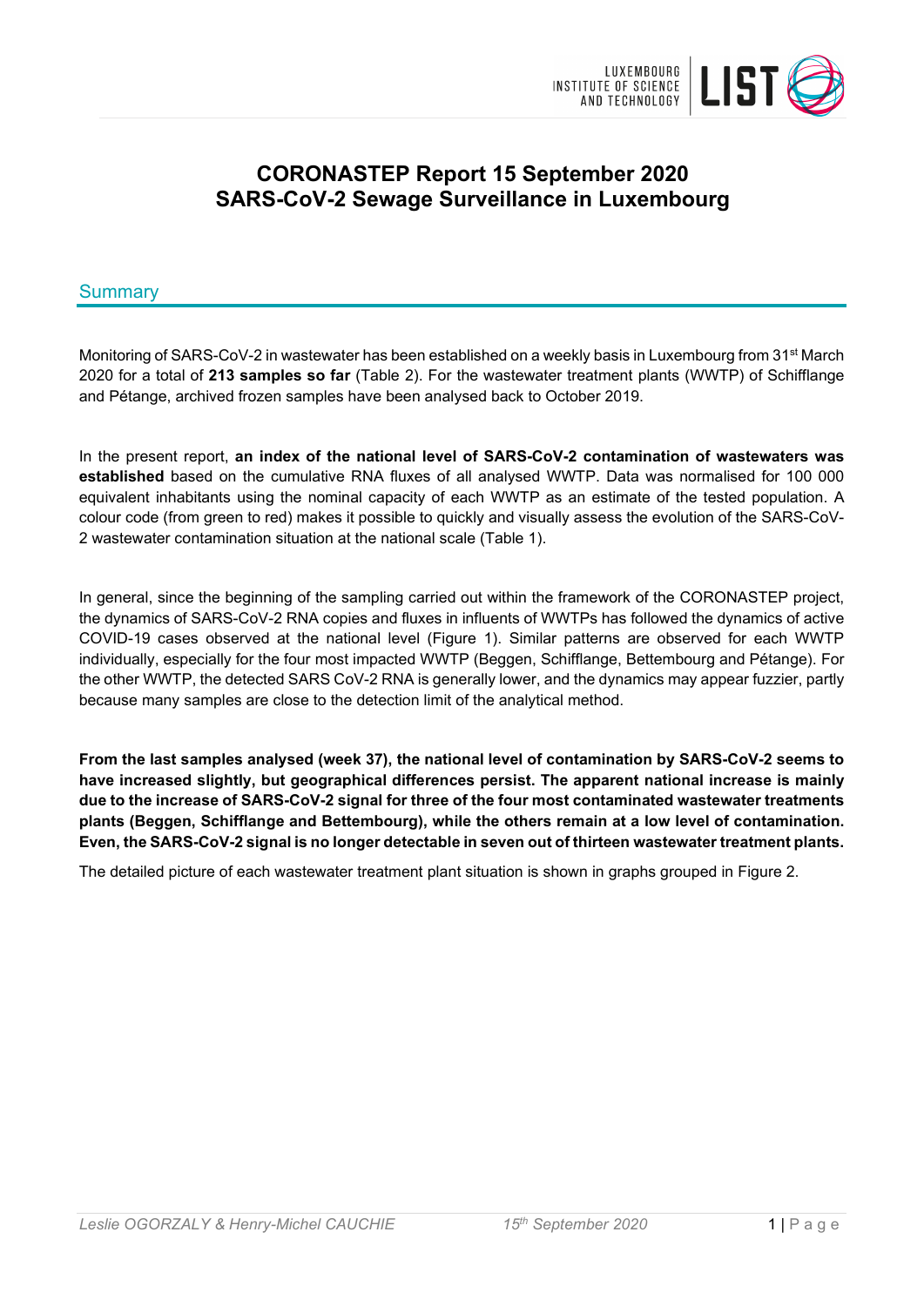# CORONASTEP Report 15 September 2020
# SARS-CoV-2 Sewage Surveillance in Luxembourg

## Summary

Monitoring of SARS-CoV-2 in wastewater has been established on a weekly basis in Luxembourg from 31st March 2020 for a total of **213 samples so far** (Table 2). For the wastewater treatment plants (WWTP) of Schifflange and Pétange, archived frozen samples have been analysed back to October 2019.

In the present report, **an index of the national level of SARS-CoV-2 contamination of wastewaters was established** based on the cumulative RNA fluxes of all analysed WWTP. Data was normalised for 100 000 equivalent inhabitants using the nominal capacity of each WWTP as an estimate of the tested population. A colour code (from green to red) makes it possible to quickly and visually assess the evolution of the SARS-CoV-2 wastewater contamination situation at the national scale (Table 1).

In general, since the beginning of the sampling carried out within the framework of the CORONASTEP project, the dynamics of SARS-CoV-2 RNA copies and fluxes in influents of WWTPs has followed the dynamics of active COVID-19 cases observed at the national level (Figure 1). Similar patterns are observed for each WWTP individually, especially for the four most impacted WWTP (Beggen, Schifflange, Bettembourg and Pétange). For the other WWTP, the detected SARS CoV-2 RNA is generally lower, and the dynamics may appear fuzzier, partly because many samples are close to the detection limit of the analytical method.

**From the last samples analysed (week 37), the national level of contamination by SARS-CoV-2 seems to have increased slightly, but geographical differences persist. The apparent national increase is mainly due to the increase of SARS-CoV-2 signal for three of the four most contaminated wastewater treatments plants (Beggen, Schifflange and Bettembourg), while the others remain at a low level of contamination. Even, the SARS-CoV-2 signal is no longer detectable in seven out of thirteen wastewater treatment plants.**

The detailed picture of each wastewater treatment plant situation is shown in graphs grouped in Figure 2.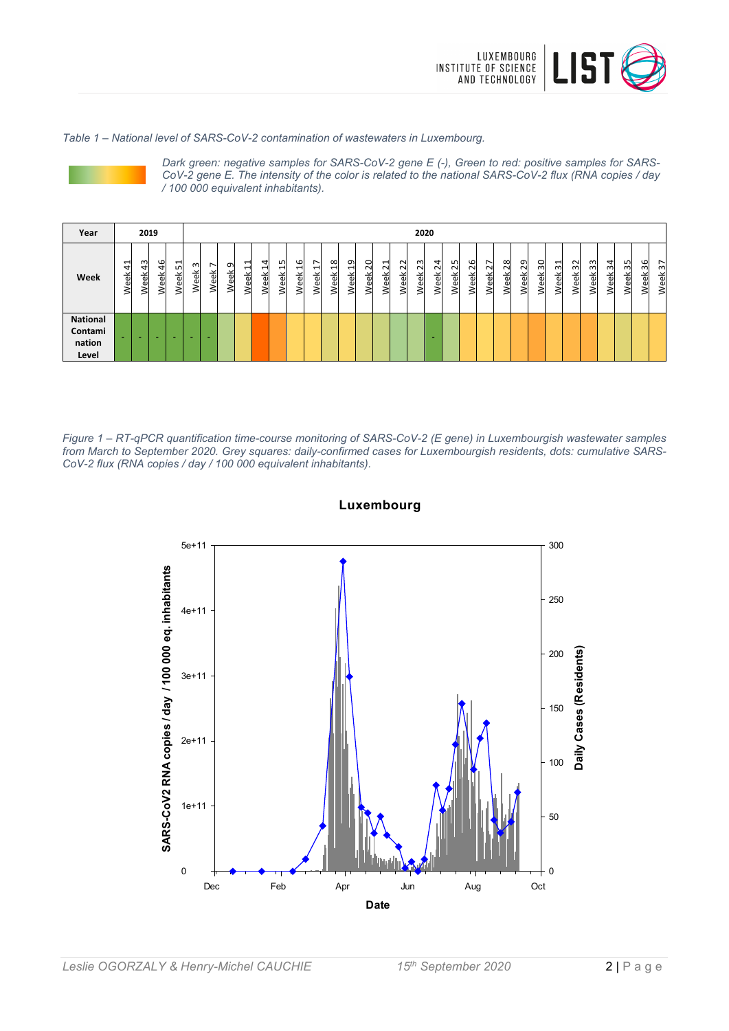*Table 1 – National level of SARS-CoV-2 contamination of wastewaters in Luxembourg.*

*Dark green: negative samples for SARS-CoV-2 gene E (-), Green to red: positive samples for SARS-CoV-2 gene E. The intensity of the color is related to the national SARS-CoV-2 flux (RNA copies / day / 100 000 equivalent inhabitants).*

| Year | 2019 | | | | 2020 | | | | | | | | | | | | | | | | | | | | | | | | | | | | | | | | |
|---|---|---|---|---|---|---|---|---|---|---|---|---|---|---|---|---|---|---|---|---|---|---|---|---|---|---|---|---|---|---|---|---|---|---|---|---|---|
| Week | Week 41 | Week 43 | Week 46 | Week 51 | Week 3 | Week 7 | Week 9 | Week 11 | Week 14 | Week 15 | Week 16 | Week 17 | Week 18 | Week 19 | Week 20 | Week 21 | Week 22 | Week 23 | Week 24 | Week 25 | Week 26 | Week 27 | Week 28 | Week 29 | Week 30 | Week 31 | Week 32 | Week 33 | Week 34 | Week 35 | Week 36 | Week 37 |
| National Contamination Level | - | - | - | - | - | - | | | | | | | | | | | | | - | | | | | | | | | | | | | |

*Figure 1 – RT-qPCR quantification time-course monitoring of SARS-CoV-2 (E gene) in Luxembourgish wastewater samples from March to September 2020. Grey squares: daily-confirmed cases for Luxembourgish residents, dots: cumulative SARS-CoV-2 flux (RNA copies / day / 100 000 equivalent inhabitants).*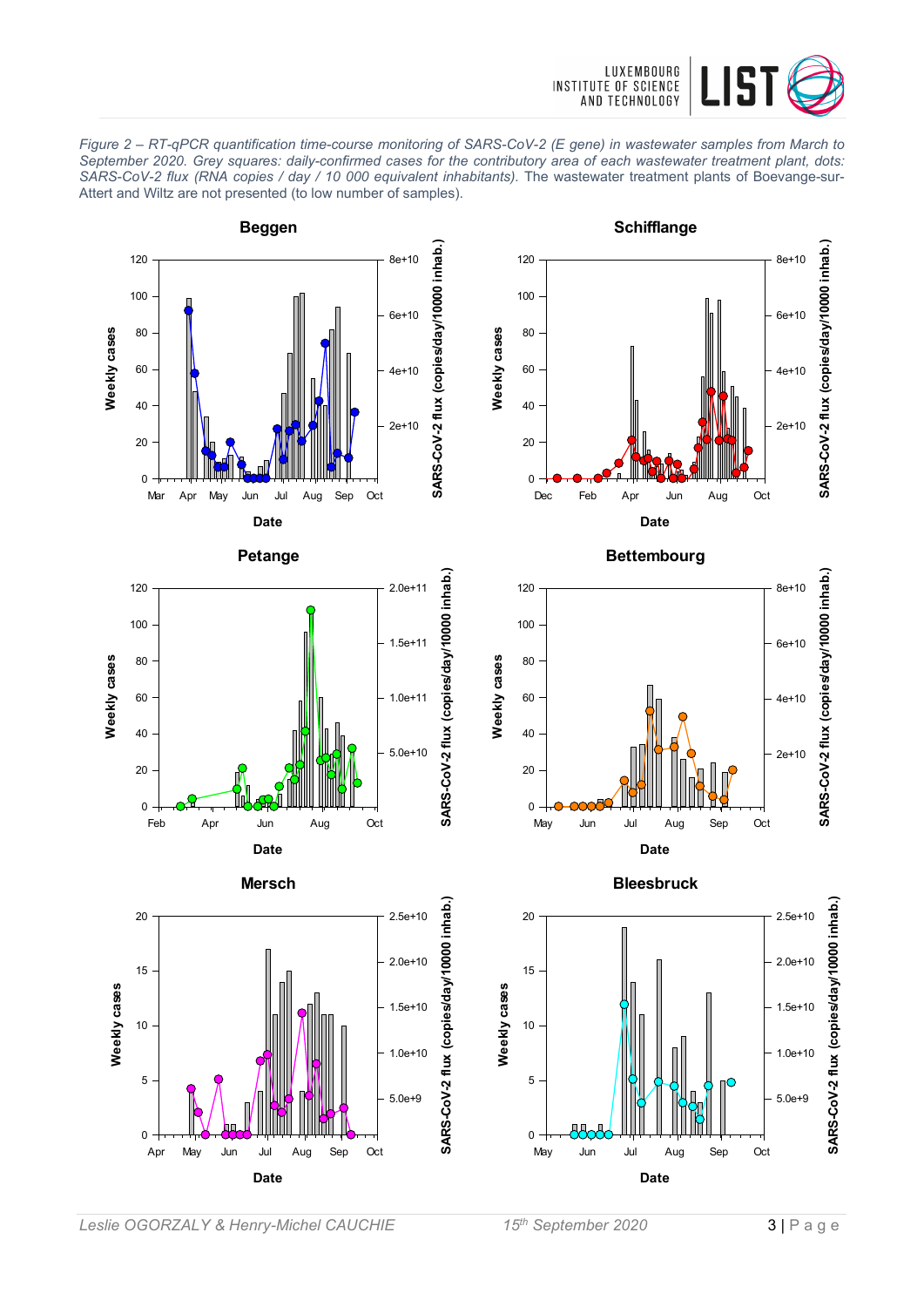*Figure 2 – RT-qPCR quantification time-course monitoring of SARS-CoV-2 (E gene) in wastewater samples from March to September 2020. Grey squares: daily-confirmed cases for the contributory area of each wastewater treatment plant, dots: SARS-CoV-2 flux (RNA copies / day / 10 000 equivalent inhabitants).* The wastewater treatment plants of Boevange-sur-Attert and Wiltz are not presented (to low number of samples).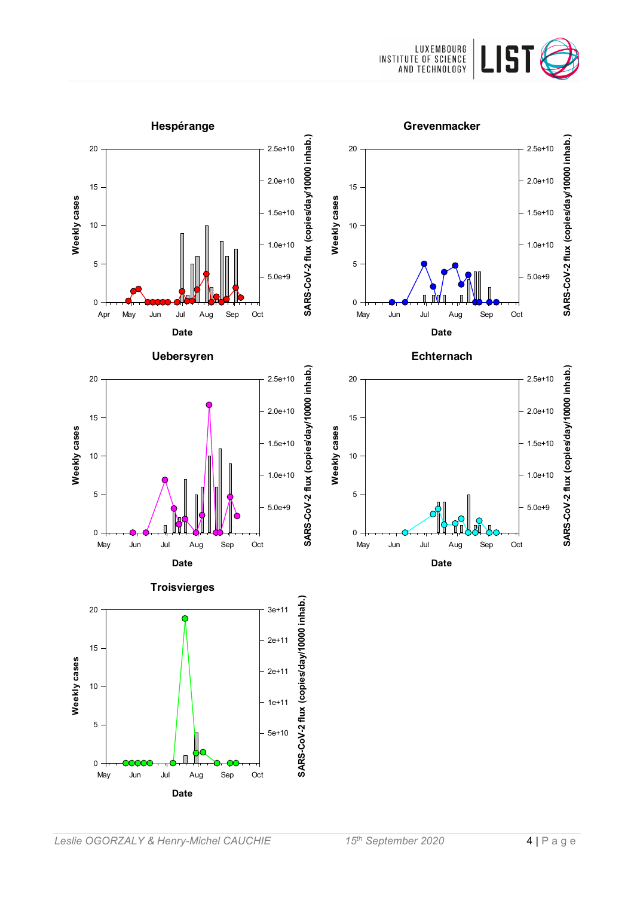## Hespérange

Weekly cases (0–20) / SARS-CoV-2 flux (copies/day/10000 inhab.) (0–2.5e+10); Date: Apr, May, Jun, Jul, Aug, Sep, Oct

## Grevenmacker

Weekly cases (0–20) / SARS-CoV-2 flux (copies/day/10000 inhab.) (0–2.5e+10); Date: May, Jun, Jul, Aug, Sep, Oct

## Uebersyren

Weekly cases (0–20) / SARS-CoV-2 flux (copies/day/10000 inhab.) (0–2.5e+10); Date: May, Jun, Jul, Aug, Sep, Oct

## Echternach

Weekly cases (0–20) / SARS-CoV-2 flux (copies/day/10000 inhab.) (0–2.5e+10); Date: May, Jun, Jul, Aug, Sep, Oct

## Troisvierges

Weekly cases (0–20) / SARS-CoV-2 flux (copies/day/10000 inhab.) (0–3e+11); Date: May, Jun, Jul, Aug, Sep, Oct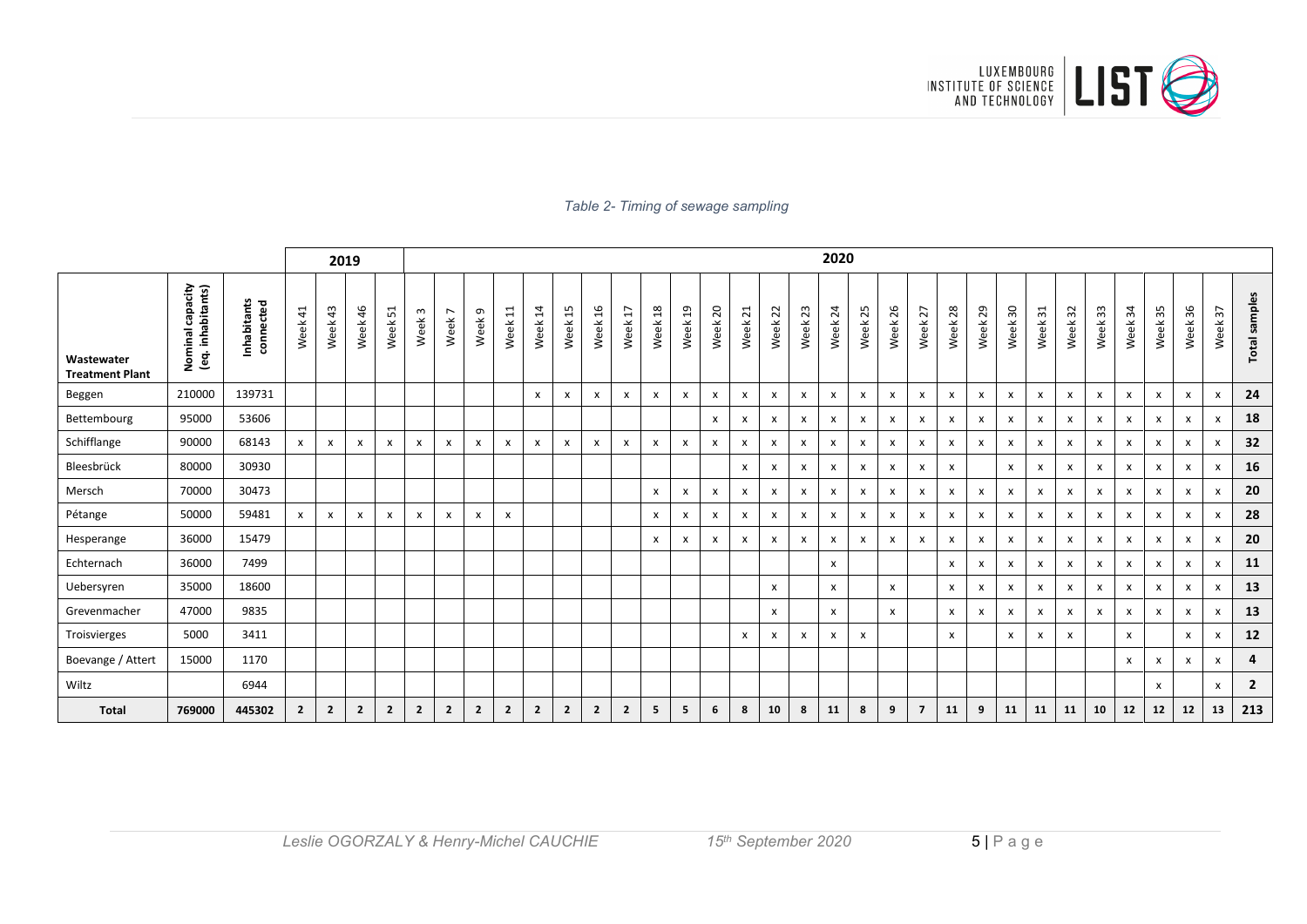*Table 2- Timing of sewage sampling*

| Wastewater Treatment Plant | Nominal capacity (eq. inhabitants) | Inhabitants connected | 2019 | | | | 2020 | | | | | | | | | | | | | | | | | | | | | | | | | | | | | Total samples |
|---|---|---|---|---|---|---|---|---|---|---|---|---|---|---|---|---|---|---|---|---|---|---|---|---|---|---|---|---|---|---|---|---|---|---|---|---|
| | | | Week 41 | Week 43 | Week 46 | Week 51 | Week 3 | Week 7 | Week 9 | Week 11 | Week 14 | Week 15 | Week 16 | Week 17 | Week 18 | Week 19 | Week 20 | Week 21 | Week 22 | Week 23 | Week 24 | Week 25 | Week 26 | Week 27 | Week 28 | Week 29 | Week 30 | Week 31 | Week 32 | Week 33 | Week 34 | Week 35 | Week 36 | Week 37 | |
| Beggen | 210000 | 139731 | | | | | | | | | x | x | x | x | x | x | x | x | x | x | x | x | x | x | x | x | x | x | x | x | x | x | x | x | **24** |
| Bettembourg | 95000 | 53606 | | | | | | | | | | | | | | | x | x | x | x | x | x | x | x | x | x | x | x | x | x | x | x | x | x | **18** |
| Schifflange | 90000 | 68143 | x | x | x | x | x | x | x | x | x | x | x | x | x | x | x | x | x | x | x | x | x | x | x | x | x | x | x | x | x | x | x | x | **32** |
| Bleesbrück | 80000 | 30930 | | | | | | | | | | | | | | | | x | x | x | x | x | x | x | x | | x | x | x | x | x | x | x | x | **16** |
| Mersch | 70000 | 30473 | | | | | | | | | | | | | x | x | x | x | x | x | x | x | x | x | x | x | x | x | x | x | x | x | x | x | **20** |
| Pétange | 50000 | 59481 | x | x | x | x | x | x | x | x | | | | | x | x | x | x | x | x | x | x | x | x | x | x | x | x | x | x | x | x | x | x | **28** |
| Hesperange | 36000 | 15479 | | | | | | | | | | | | | x | x | x | x | x | x | x | x | x | x | x | x | x | x | x | x | x | x | x | x | **20** |
| Echternach | 36000 | 7499 | | | | | | | | | | | | | | | | | | | x | | | | x | x | x | x | x | x | x | x | x | x | **11** |
| Uebersyren | 35000 | 18600 | | | | | | | | | | | | | | | | | x | | x | | x | | x | x | x | x | x | x | x | x | x | x | **13** |
| Grevenmacher | 47000 | 9835 | | | | | | | | | | | | | | | | | x | | x | | x | | x | x | x | x | x | x | x | x | x | x | **13** |
| Troisvierges | 5000 | 3411 | | | | | | | | | | | | | | | | x | x | x | x | x | | | x | | x | x | x | | x | | x | x | **12** |
| Boevange / Attert | 15000 | 1170 | | | | | | | | | | | | | | | | | | | | | | | | | | | | | x | x | x | x | **4** |
| Wiltz | | 6944 | | | | | | | | | | | | | | | | | | | | | | | | | | | | | | x | | x | **2** |
| **Total** | **769000** | **445302** | **2** | **2** | **2** | **2** | **2** | **2** | **2** | **2** | **2** | **2** | **2** | **2** | **5** | **5** | **6** | **8** | **10** | **8** | **11** | **8** | **9** | **7** | **11** | **9** | **11** | **11** | **11** | **10** | **12** | **12** | **12** | **13** | **213** |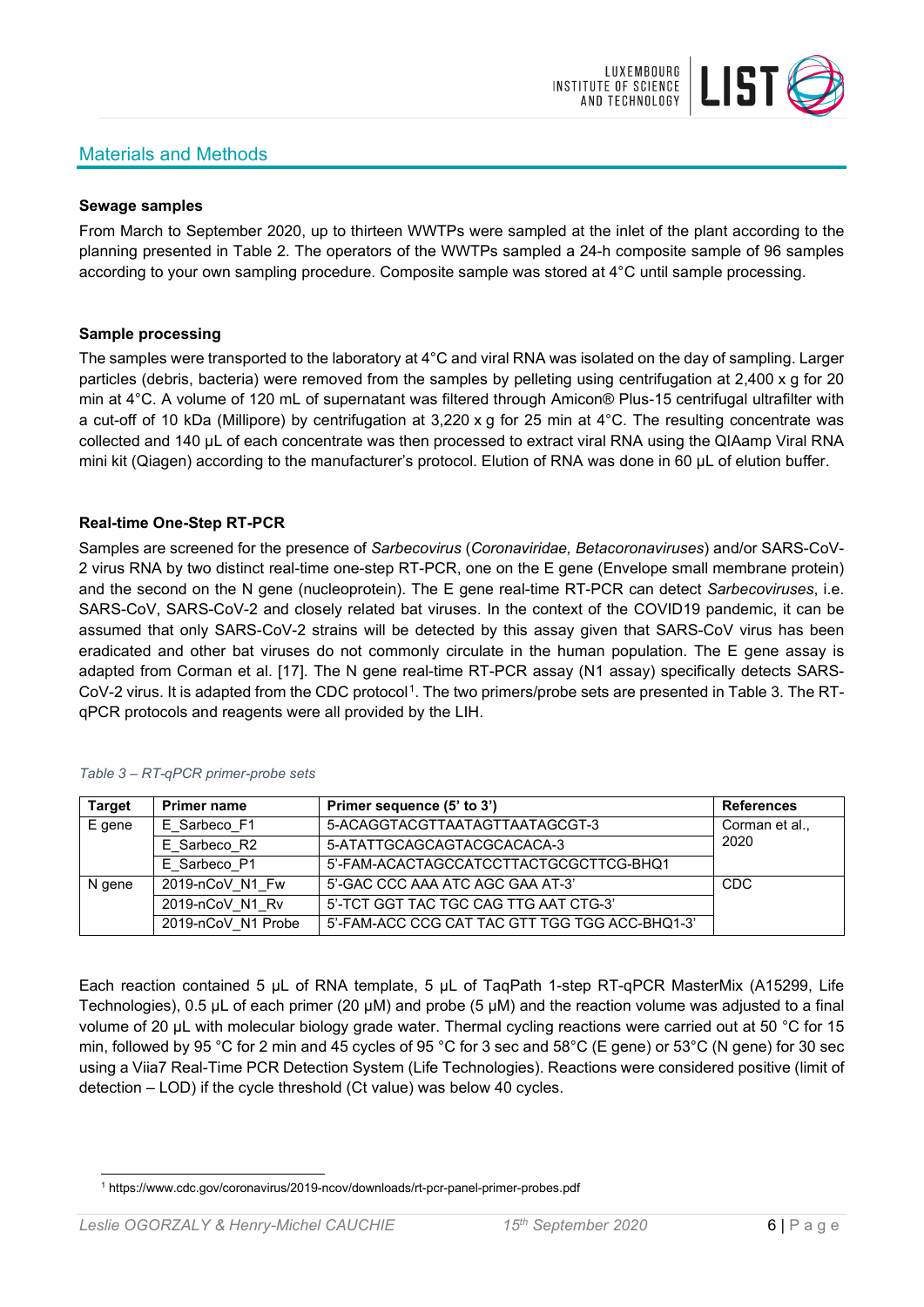## Materials and Methods

**Sewage samples**

From March to September 2020, up to thirteen WWTPs were sampled at the inlet of the plant according to the planning presented in Table 2. The operators of the WWTPs sampled a 24-h composite sample of 96 samples according to your own sampling procedure. Composite sample was stored at 4°C until sample processing.

**Sample processing**

The samples were transported to the laboratory at 4°C and viral RNA was isolated on the day of sampling. Larger particles (debris, bacteria) were removed from the samples by pelleting using centrifugation at 2,400 x g for 20 min at 4°C. A volume of 120 mL of supernatant was filtered through Amicon® Plus-15 centrifugal ultrafilter with a cut-off of 10 kDa (Millipore) by centrifugation at 3,220 x g for 25 min at 4°C. The resulting concentrate was collected and 140 µL of each concentrate was then processed to extract viral RNA using the QIAamp Viral RNA mini kit (Qiagen) according to the manufacturer's protocol. Elution of RNA was done in 60 µL of elution buffer.

**Real-time One-Step RT-PCR**

Samples are screened for the presence of *Sarbecovirus* (*Coronaviridae, Betacoronaviruses*) and/or SARS-CoV-2 virus RNA by two distinct real-time one-step RT-PCR, one on the E gene (Envelope small membrane protein) and the second on the N gene (nucleoprotein). The E gene real-time RT-PCR can detect *Sarbecoviruses*, i.e. SARS-CoV, SARS-CoV-2 and closely related bat viruses. In the context of the COVID19 pandemic, it can be assumed that only SARS-CoV-2 strains will be detected by this assay given that SARS-CoV virus has been eradicated and other bat viruses do not commonly circulate in the human population. The E gene assay is adapted from Corman et al. [17]. The N gene real-time RT-PCR assay (N1 assay) specifically detects SARS-CoV-2 virus. It is adapted from the CDC protocol[1]. The two primers/probe sets are presented in Table 3. The RT-qPCR protocols and reagents were all provided by the LIH.

*Table 3 – RT-qPCR primer-probe sets*

| Target | Primer name | Primer sequence (5' to 3') | References |
|---|---|---|---|
| E gene | E_Sarbeco_F1 | 5-ACAGGTACGTTAATAGTTAATAGCGT-3 | Corman et al., 2020 |
| | E_Sarbeco_R2 | 5-ATATTGCAGCAGTACGCACACA-3 | |
| | E_Sarbeco_P1 | 5'-FAM-ACACTAGCCATCCTTACTGCGCTTCG-BHQ1 | |
| N gene | 2019-nCoV_N1_Fw | 5'-GAC CCC AAA ATC AGC GAA AT-3' | CDC |
| | 2019-nCoV_N1_Rv | 5'-TCT GGT TAC TGC CAG TTG AAT CTG-3' | |
| | 2019-nCoV_N1 Probe | 5'-FAM-ACC CCG CAT TAC GTT TGG TGG ACC-BHQ1-3' | |

Each reaction contained 5 µL of RNA template, 5 µL of TaqPath 1-step RT-qPCR MasterMix (A15299, Life Technologies), 0.5 µL of each primer (20 µM) and probe (5 µM) and the reaction volume was adjusted to a final volume of 20 µL with molecular biology grade water. Thermal cycling reactions were carried out at 50 °C for 15 min, followed by 95 °C for 2 min and 45 cycles of 95 °C for 3 sec and 58°C (E gene) or 53°C (N gene) for 30 sec using a Viia7 Real-Time PCR Detection System (Life Technologies). Reactions were considered positive (limit of detection – LOD) if the cycle threshold (Ct value) was below 40 cycles.

[1] https://www.cdc.gov/coronavirus/2019-ncov/downloads/rt-pcr-panel-primer-probes.pdf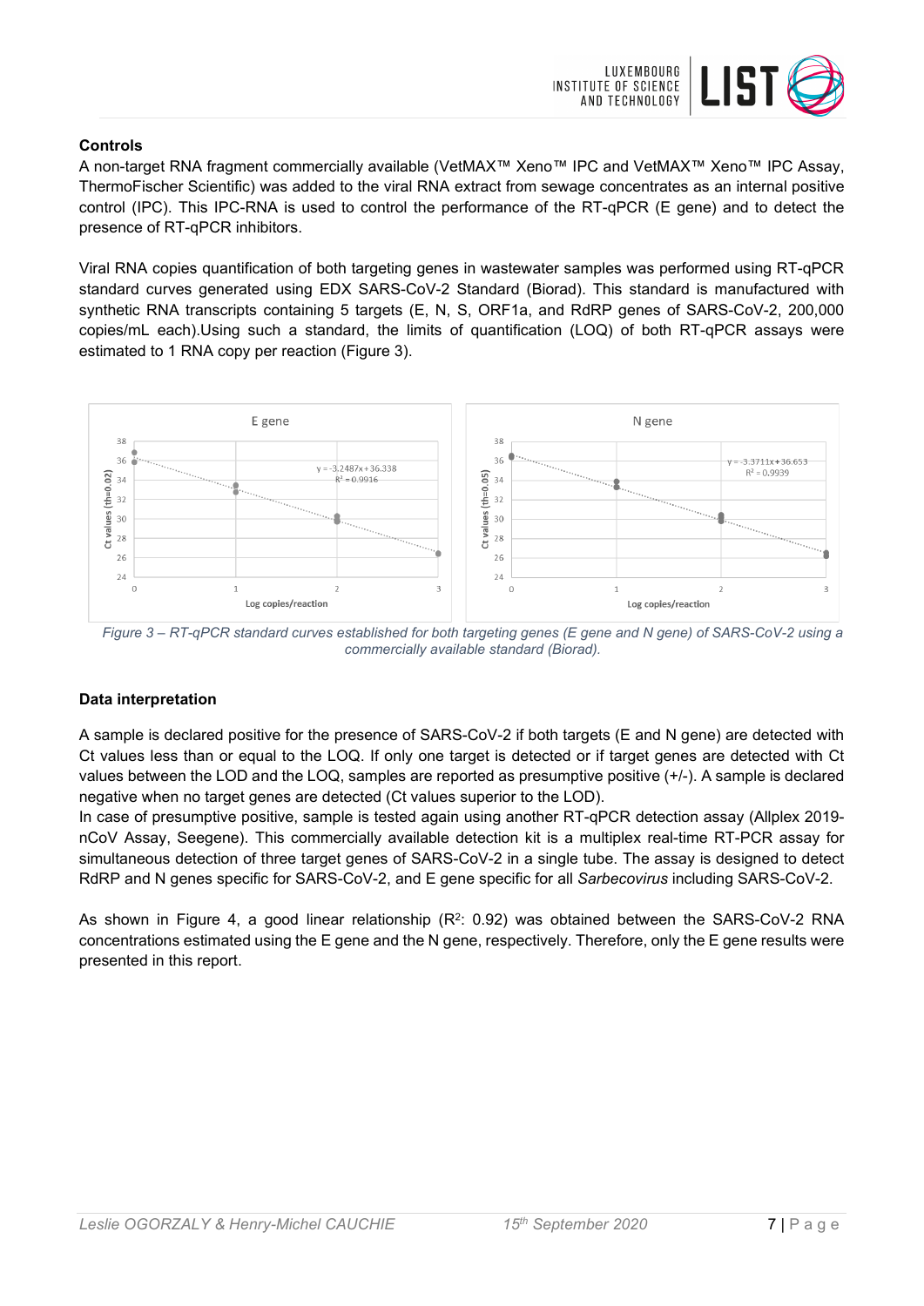### Controls

A non-target RNA fragment commercially available (VetMAX™ Xeno™ IPC and VetMAX™ Xeno™ IPC Assay, ThermoFischer Scientific) was added to the viral RNA extract from sewage concentrates as an internal positive control (IPC). This IPC-RNA is used to control the performance of the RT-qPCR (E gene) and to detect the presence of RT-qPCR inhibitors.

Viral RNA copies quantification of both targeting genes in wastewater samples was performed using RT-qPCR standard curves generated using EDX SARS-CoV-2 Standard (Biorad). This standard is manufactured with synthetic RNA transcripts containing 5 targets (E, N, S, ORF1a, and RdRP genes of SARS-CoV-2, 200,000 copies/mL each).Using such a standard, the limits of quantification (LOQ) of both RT-qPCR assays were estimated to 1 RNA copy per reaction (Figure 3).

*Figure 3 – RT-qPCR standard curves established for both targeting genes (E gene and N gene) of SARS-CoV-2 using a commercially available standard (Biorad).*

### Data interpretation

A sample is declared positive for the presence of SARS-CoV-2 if both targets (E and N gene) are detected with Ct values less than or equal to the LOQ. If only one target is detected or if target genes are detected with Ct values between the LOD and the LOQ, samples are reported as presumptive positive (+/-). A sample is declared negative when no target genes are detected (Ct values superior to the LOD).

In case of presumptive positive, sample is tested again using another RT-qPCR detection assay (Allplex 2019-nCoV Assay, Seegene). This commercially available detection kit is a multiplex real-time RT-PCR assay for simultaneous detection of three target genes of SARS-CoV-2 in a single tube. The assay is designed to detect RdRP and N genes specific for SARS-CoV-2, and E gene specific for all *Sarbecovirus* including SARS-CoV-2.

As shown in Figure 4, a good linear relationship ($R^2$: 0.92) was obtained between the SARS-CoV-2 RNA concentrations estimated using the E gene and the N gene, respectively. Therefore, only the E gene results were presented in this report.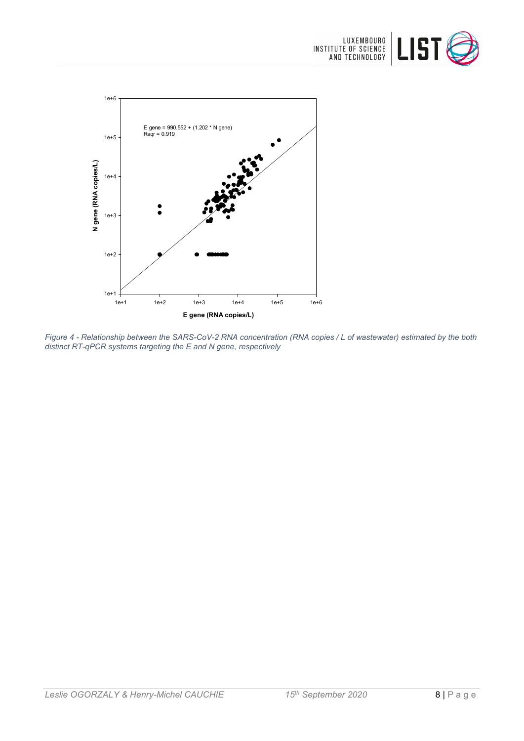1e+6

E gene = 990.552 + (1.202 * N gene)
Rsqr = 0.919

1e+5

1e+4

1e+3

1e+2

1e+1

1e+1 1e+2 1e+3 1e+4 1e+5 1e+6

N gene (RNA copies/L)

E gene (RNA copies/L)

*Figure 4 - Relationship between the SARS-CoV-2 RNA concentration (RNA copies / L of wastewater) estimated by the both distinct RT-qPCR systems targeting the E and N gene, respectively*